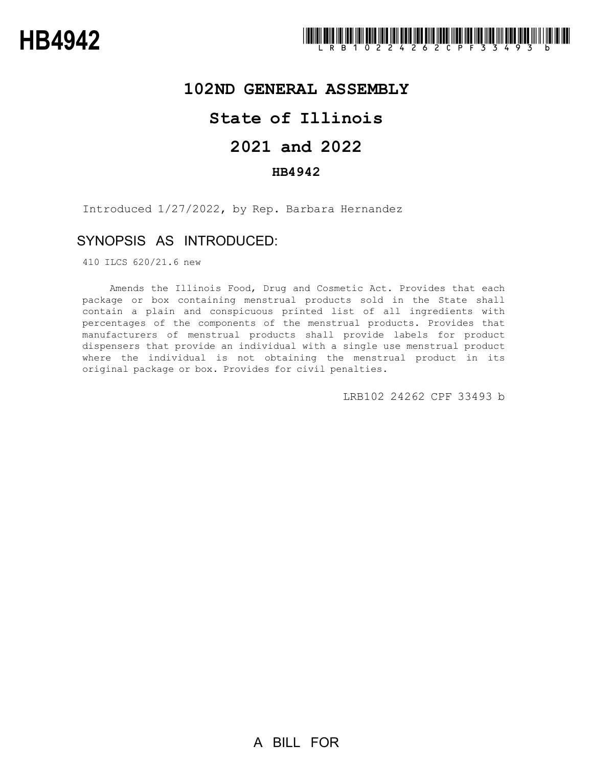# HB4942

LRB102 24262 CPF 33493 b

## 102ND GENERAL ASSEMBLY

## State of Illinois

## 2021 and 2022

### HB4942

Introduced 1/27/2022, by Rep. Barbara Hernandez

### SYNOPSIS AS INTRODUCED:

410 ILCS 620/21.6 new

Amends the Illinois Food, Drug and Cosmetic Act. Provides that each package or box containing menstrual products sold in the State shall contain a plain and conspicuous printed list of all ingredients with percentages of the components of the menstrual products. Provides that manufacturers of menstrual products shall provide labels for product dispensers that provide an individual with a single use menstrual product where the individual is not obtaining the menstrual product in its original package or box. Provides for civil penalties.

LRB102 24262 CPF 33493 b

A BILL FOR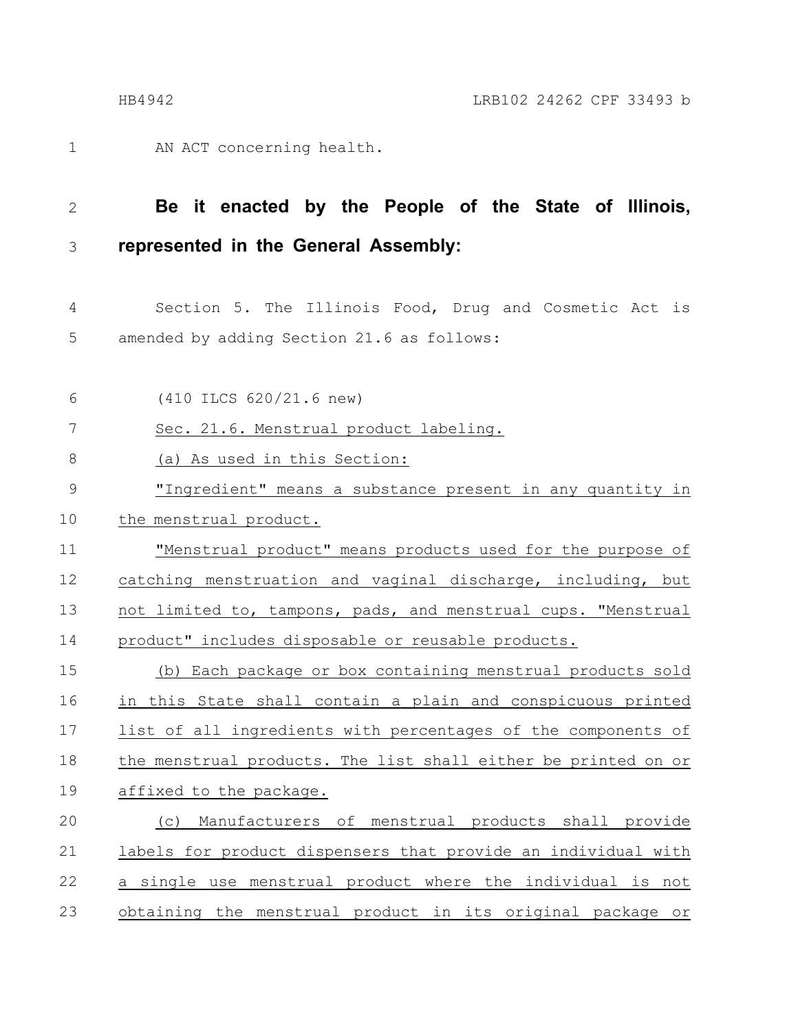AN ACT concerning health.

**Be it enacted by the People of the State of Illinois, represented in the General Assembly:**

Section 5. The Illinois Food, Drug and Cosmetic Act is amended by adding Section 21.6 as follows:

(410 ILCS 620/21.6 new)

Sec. 21.6. Menstrual product labeling.

(a) As used in this Section:

"Ingredient" means a substance present in any quantity in the menstrual product.

"Menstrual product" means products used for the purpose of catching menstruation and vaginal discharge, including, but not limited to, tampons, pads, and menstrual cups. "Menstrual product" includes disposable or reusable products.

(b) Each package or box containing menstrual products sold in this State shall contain a plain and conspicuous printed list of all ingredients with percentages of the components of the menstrual products. The list shall either be printed on or affixed to the package.

(c) Manufacturers of menstrual products shall provide labels for product dispensers that provide an individual with a single use menstrual product where the individual is not obtaining the menstrual product in its original package or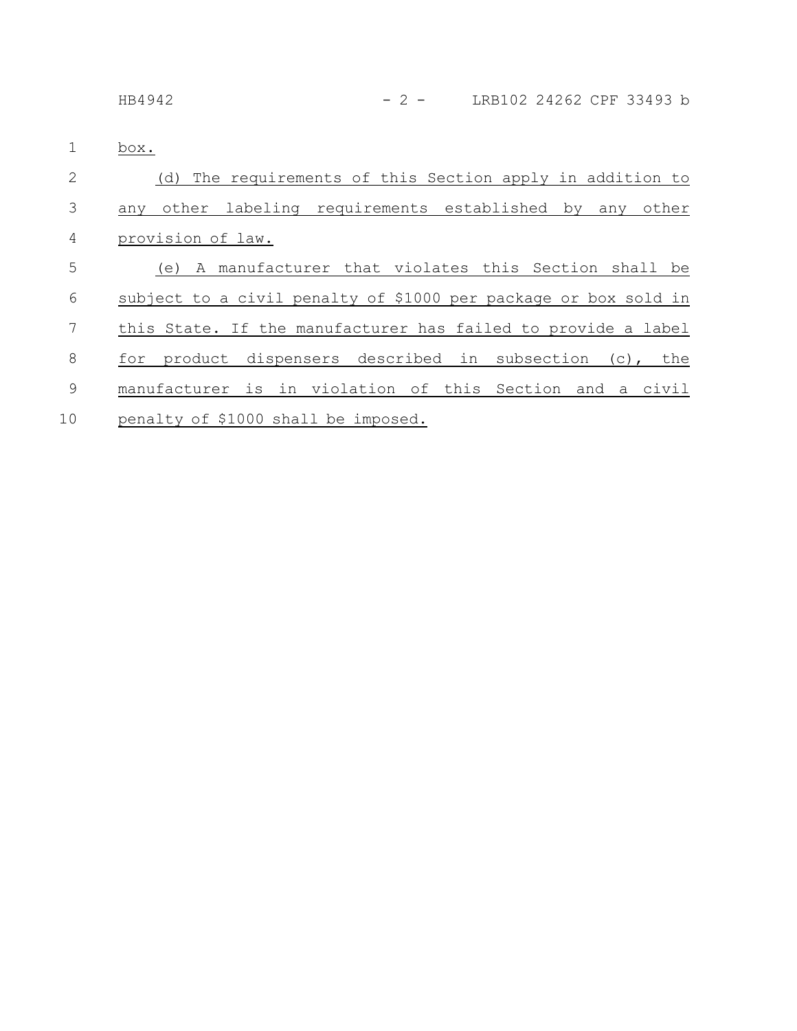box.

(d) The requirements of this Section apply in addition to any other labeling requirements established by any other provision of law.

(e) A manufacturer that violates this Section shall be subject to a civil penalty of $1000 per package or box sold in this State. If the manufacturer has failed to provide a label for product dispensers described in subsection (c), the manufacturer is in violation of this Section and a civil penalty of $1000 shall be imposed.